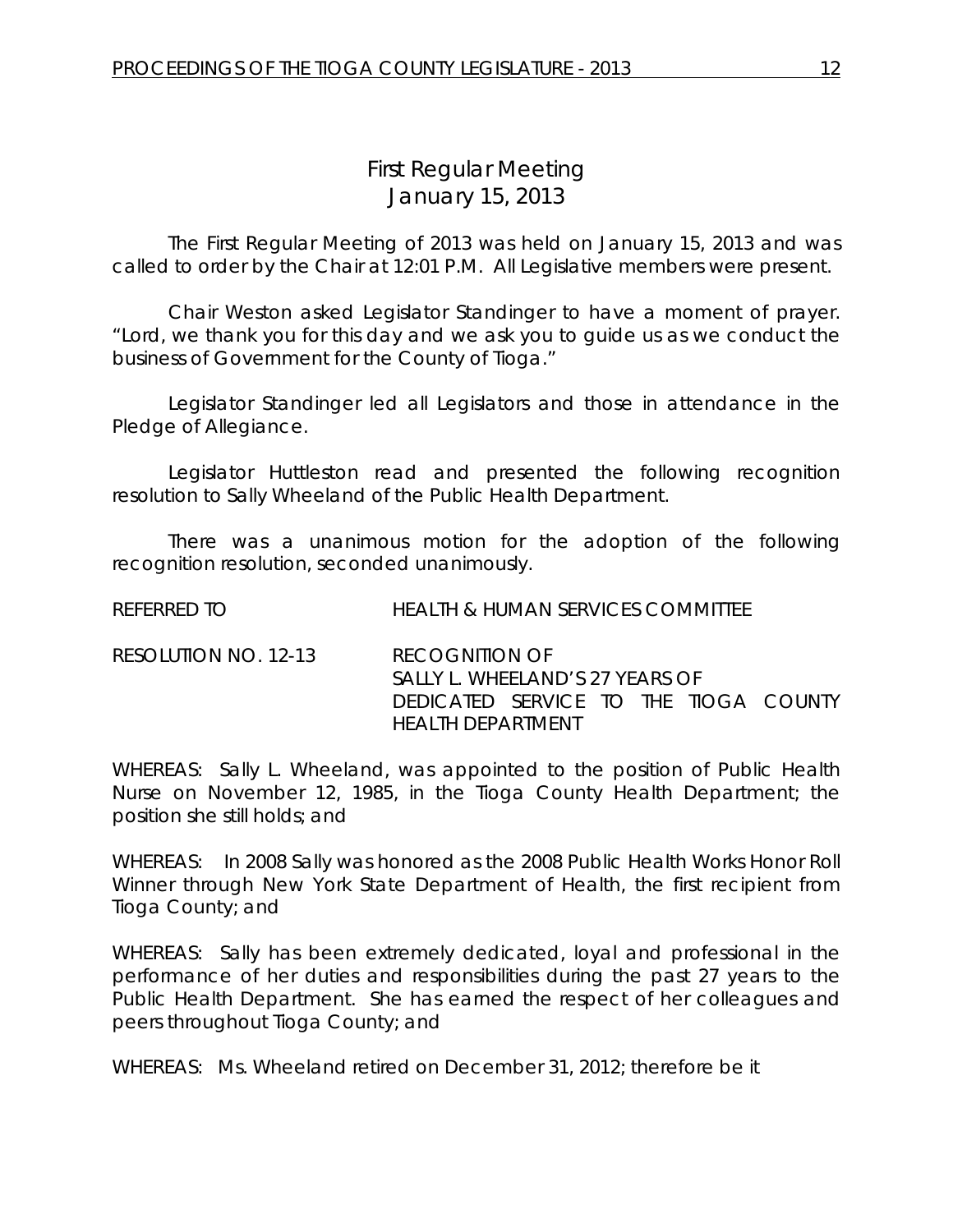# First Regular Meeting
## January 15, 2013

The First Regular Meeting of 2013 was held on January 15, 2013 and was called to order by the Chair at 12:01 P.M. All Legislative members were present.

Chair Weston asked Legislator Standinger to have a moment of prayer. "Lord, we thank you for this day and we ask you to guide us as we conduct the business of Government for the County of Tioga."

Legislator Standinger led all Legislators and those in attendance in the Pledge of Allegiance.

Legislator Huttleston read and presented the following recognition resolution to Sally Wheeland of the Public Health Department.

There was a unanimous motion for the adoption of the following recognition resolution, seconded unanimously.

REFERRED TO HEALTH & HUMAN SERVICES COMMITTEE

RESOLUTION NO. 12-13 RECOGNITION OF SALLY L. WHEELAND'S 27 YEARS OF DEDICATED SERVICE TO THE TIOGA COUNTY HEALTH DEPARTMENT

WHEREAS: Sally L. Wheeland, was appointed to the position of Public Health Nurse on November 12, 1985, in the Tioga County Health Department; the position she still holds; and

WHEREAS: In 2008 Sally was honored as the 2008 Public Health Works Honor Roll Winner through New York State Department of Health, the first recipient from Tioga County; and

WHEREAS: Sally has been extremely dedicated, loyal and professional in the performance of her duties and responsibilities during the past 27 years to the Public Health Department. She has earned the respect of her colleagues and peers throughout Tioga County; and

WHEREAS: Ms. Wheeland retired on December 31, 2012; therefore be it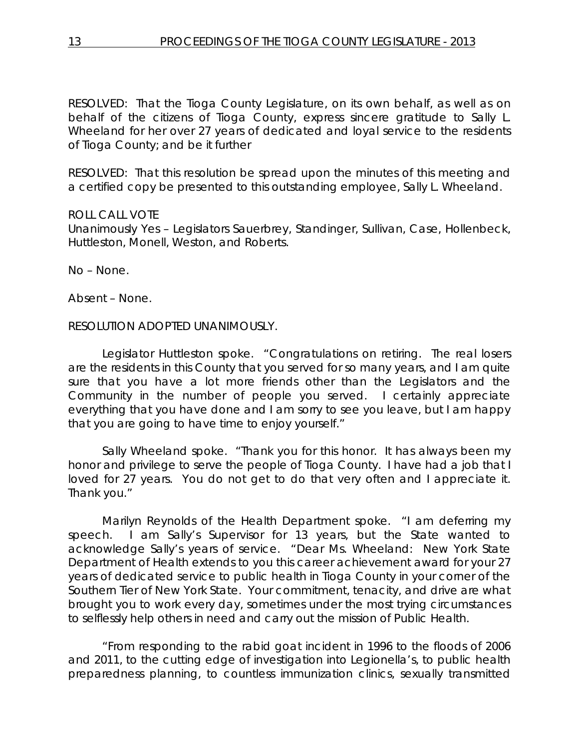RESOLVED: That the Tioga County Legislature, on its own behalf, as well as on behalf of the citizens of Tioga County, express sincere gratitude to Sally L. Wheeland for her over 27 years of dedicated and loyal service to the residents of Tioga County; and be it further

RESOLVED: That this resolution be spread upon the minutes of this meeting and a certified copy be presented to this outstanding employee, Sally L. Wheeland.

ROLL CALL VOTE
Unanimously Yes – Legislators Sauerbrey, Standinger, Sullivan, Case, Hollenbeck, Huttleston, Monell, Weston, and Roberts.

No – None.

Absent – None.

RESOLUTION ADOPTED UNANIMOUSLY.

Legislator Huttleston spoke. "Congratulations on retiring. The real losers are the residents in this County that you served for so many years, and I am quite sure that you have a lot more friends other than the Legislators and the Community in the number of people you served. I certainly appreciate everything that you have done and I am sorry to see you leave, but I am happy that you are going to have time to enjoy yourself."

Sally Wheeland spoke. "Thank you for this honor. It has always been my honor and privilege to serve the people of Tioga County. I have had a job that I loved for 27 years. You do not get to do that very often and I appreciate it. Thank you."

Marilyn Reynolds of the Health Department spoke. "I am deferring my speech. I am Sally's Supervisor for 13 years, but the State wanted to acknowledge Sally's years of service. "Dear Ms. Wheeland: New York State Department of Health extends to you this career achievement award for your 27 years of dedicated service to public health in Tioga County in your corner of the Southern Tier of New York State. Your commitment, tenacity, and drive are what brought you to work every day, sometimes under the most trying circumstances to selflessly help others in need and carry out the mission of Public Health.

"From responding to the rabid goat incident in 1996 to the floods of 2006 and 2011, to the cutting edge of investigation into Legionella's, to public health preparedness planning, to countless immunization clinics, sexually transmitted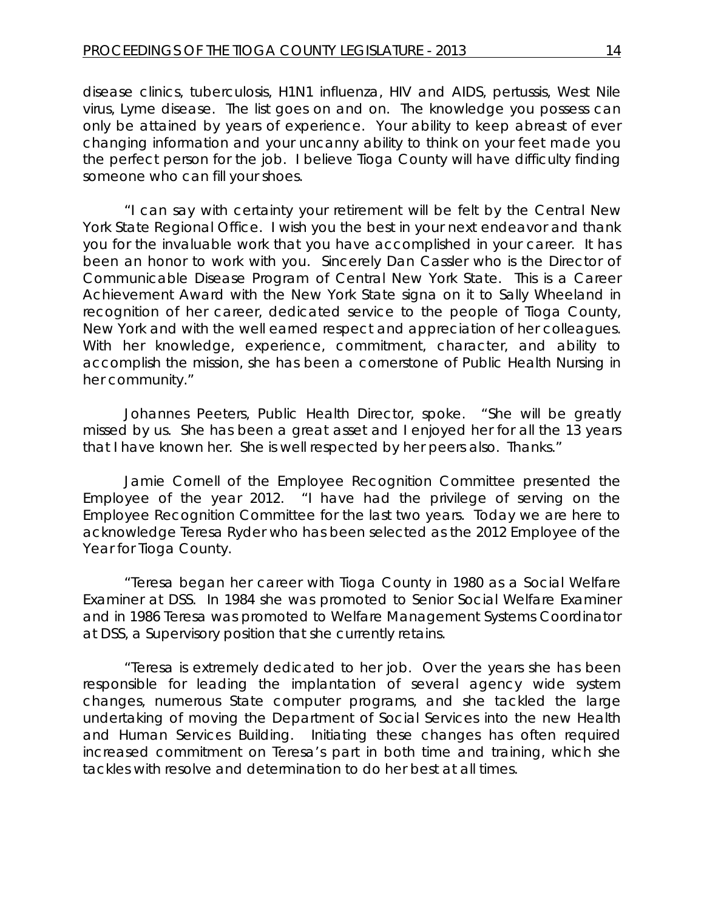disease clinics, tuberculosis, H1N1 influenza, HIV and AIDS, pertussis, West Nile virus, Lyme disease. The list goes on and on. The knowledge you possess can only be attained by years of experience. Your ability to keep abreast of ever changing information and your uncanny ability to think on your feet made you the perfect person for the job. I believe Tioga County will have difficulty finding someone who can fill your shoes.

"I can say with certainty your retirement will be felt by the Central New York State Regional Office. I wish you the best in your next endeavor and thank you for the invaluable work that you have accomplished in your career. It has been an honor to work with you. Sincerely Dan Cassler who is the Director of Communicable Disease Program of Central New York State. This is a Career Achievement Award with the New York State signa on it to Sally Wheeland in recognition of her career, dedicated service to the people of Tioga County, New York and with the well earned respect and appreciation of her colleagues. With her knowledge, experience, commitment, character, and ability to accomplish the mission, she has been a cornerstone of Public Health Nursing in her community."

Johannes Peeters, Public Health Director, spoke. "She will be greatly missed by us. She has been a great asset and I enjoyed her for all the 13 years that I have known her. She is well respected by her peers also. Thanks."

Jamie Cornell of the Employee Recognition Committee presented the Employee of the year 2012. "I have had the privilege of serving on the Employee Recognition Committee for the last two years. Today we are here to acknowledge Teresa Ryder who has been selected as the 2012 Employee of the Year for Tioga County.

"Teresa began her career with Tioga County in 1980 as a Social Welfare Examiner at DSS. In 1984 she was promoted to Senior Social Welfare Examiner and in 1986 Teresa was promoted to Welfare Management Systems Coordinator at DSS, a Supervisory position that she currently retains.

"Teresa is extremely dedicated to her job. Over the years she has been responsible for leading the implantation of several agency wide system changes, numerous State computer programs, and she tackled the large undertaking of moving the Department of Social Services into the new Health and Human Services Building. Initiating these changes has often required increased commitment on Teresa's part in both time and training, which she tackles with resolve and determination to do her best at all times.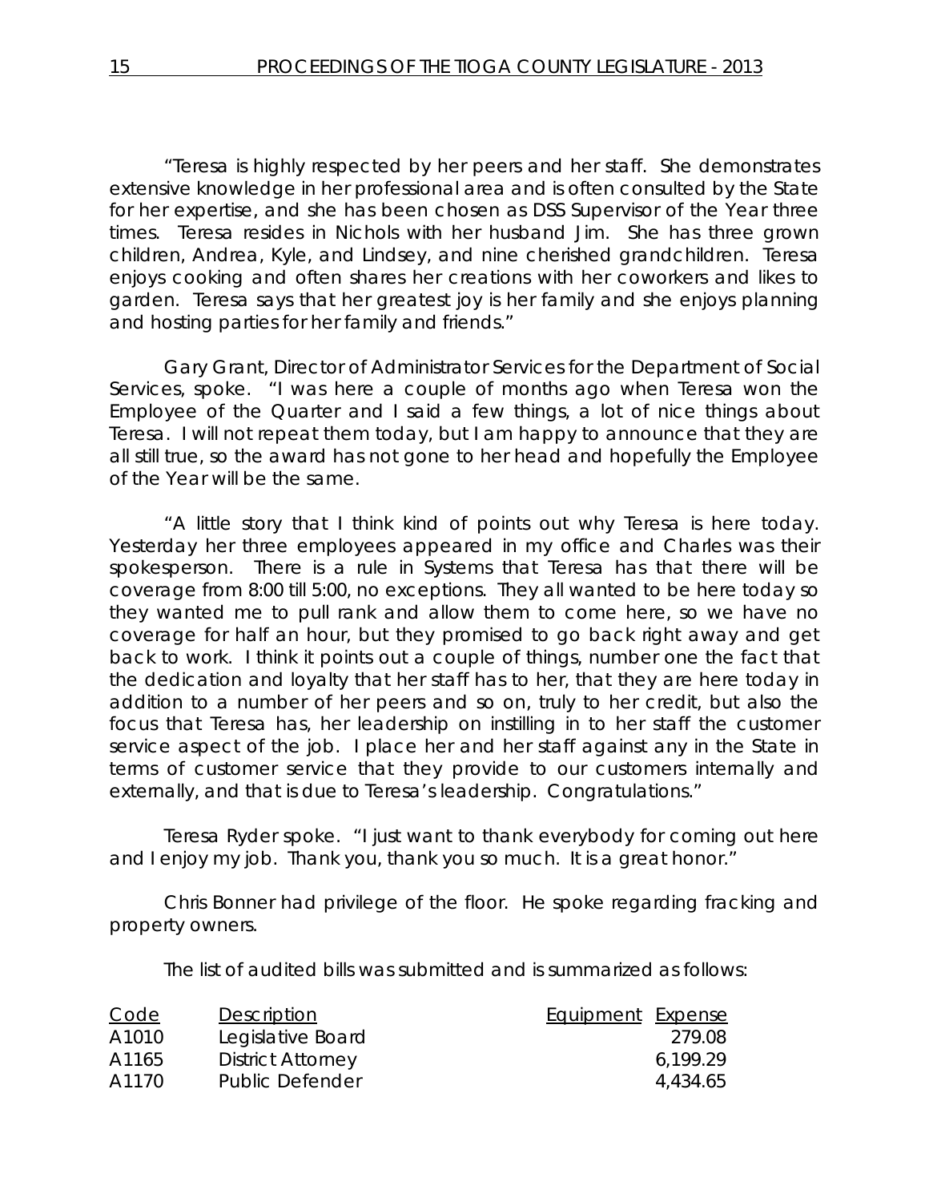"Teresa is highly respected by her peers and her staff. She demonstrates extensive knowledge in her professional area and is often consulted by the State for her expertise, and she has been chosen as DSS Supervisor of the Year three times. Teresa resides in Nichols with her husband Jim. She has three grown children, Andrea, Kyle, and Lindsey, and nine cherished grandchildren. Teresa enjoys cooking and often shares her creations with her coworkers and likes to garden. Teresa says that her greatest joy is her family and she enjoys planning and hosting parties for her family and friends."

Gary Grant, Director of Administrator Services for the Department of Social Services, spoke. "I was here a couple of months ago when Teresa won the Employee of the Quarter and I said a few things, a lot of nice things about Teresa. I will not repeat them today, but I am happy to announce that they are all still true, so the award has not gone to her head and hopefully the Employee of the Year will be the same.

"A little story that I think kind of points out why Teresa is here today. Yesterday her three employees appeared in my office and Charles was their spokesperson. There is a rule in Systems that Teresa has that there will be coverage from 8:00 till 5:00, no exceptions. They all wanted to be here today so they wanted me to pull rank and allow them to come here, so we have no coverage for half an hour, but they promised to go back right away and get back to work. I think it points out a couple of things, number one the fact that the dedication and loyalty that her staff has to her, that they are here today in addition to a number of her peers and so on, truly to her credit, but also the focus that Teresa has, her leadership on instilling in to her staff the customer service aspect of the job. I place her and her staff against any in the State in terms of customer service that they provide to our customers internally and externally, and that is due to Teresa's leadership. Congratulations."

Teresa Ryder spoke. "I just want to thank everybody for coming out here and I enjoy my job. Thank you, thank you so much. It is a great honor."

Chris Bonner had privilege of the floor. He spoke regarding fracking and property owners.

The list of audited bills was submitted and is summarized as follows:

| Code | Description | Equipment | Expense |
|---|---|---|---|
| A1010 | Legislative Board | | 279.08 |
| A1165 | District Attorney | | 6,199.29 |
| A1170 | Public Defender | | 4,434.65 |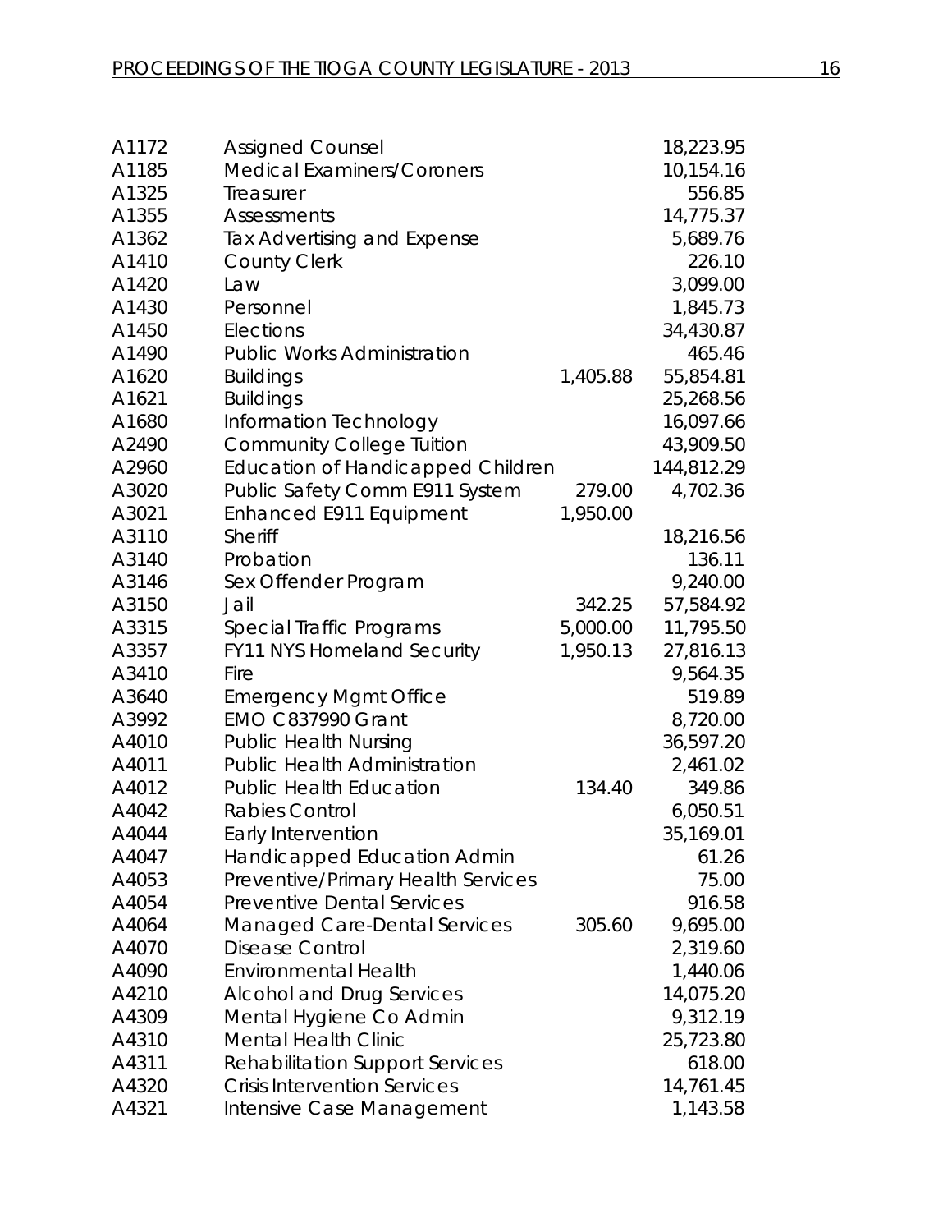| | | | |
|---|---|---|---|
| A1172 | Assigned Counsel | | 18,223.95 |
| A1185 | Medical Examiners/Coroners | | 10,154.16 |
| A1325 | Treasurer | | 556.85 |
| A1355 | Assessments | | 14,775.37 |
| A1362 | Tax Advertising and Expense | | 5,689.76 |
| A1410 | County Clerk | | 226.10 |
| A1420 | Law | | 3,099.00 |
| A1430 | Personnel | | 1,845.73 |
| A1450 | Elections | | 34,430.87 |
| A1490 | Public Works Administration | | 465.46 |
| A1620 | Buildings | 1,405.88 | 55,854.81 |
| A1621 | Buildings | | 25,268.56 |
| A1680 | Information Technology | | 16,097.66 |
| A2490 | Community College Tuition | | 43,909.50 |
| A2960 | Education of Handicapped Children | | 144,812.29 |
| A3020 | Public Safety Comm E911 System | 279.00 | 4,702.36 |
| A3021 | Enhanced E911 Equipment | 1,950.00 | |
| A3110 | Sheriff | | 18,216.56 |
| A3140 | Probation | | 136.11 |
| A3146 | Sex Offender Program | | 9,240.00 |
| A3150 | Jail | 342.25 | 57,584.92 |
| A3315 | Special Traffic Programs | 5,000.00 | 11,795.50 |
| A3357 | FY11 NYS Homeland Security | 1,950.13 | 27,816.13 |
| A3410 | Fire | | 9,564.35 |
| A3640 | Emergency Mgmt Office | | 519.89 |
| A3992 | EMO C837990 Grant | | 8,720.00 |
| A4010 | Public Health Nursing | | 36,597.20 |
| A4011 | Public Health Administration | | 2,461.02 |
| A4012 | Public Health Education | 134.40 | 349.86 |
| A4042 | Rabies Control | | 6,050.51 |
| A4044 | Early Intervention | | 35,169.01 |
| A4047 | Handicapped Education Admin | | 61.26 |
| A4053 | Preventive/Primary Health Services | | 75.00 |
| A4054 | Preventive Dental Services | | 916.58 |
| A4064 | Managed Care-Dental Services | 305.60 | 9,695.00 |
| A4070 | Disease Control | | 2,319.60 |
| A4090 | Environmental Health | | 1,440.06 |
| A4210 | Alcohol and Drug Services | | 14,075.20 |
| A4309 | Mental Hygiene Co Admin | | 9,312.19 |
| A4310 | Mental Health Clinic | | 25,723.80 |
| A4311 | Rehabilitation Support Services | | 618.00 |
| A4320 | Crisis Intervention Services | | 14,761.45 |
| A4321 | Intensive Case Management | | 1,143.58 |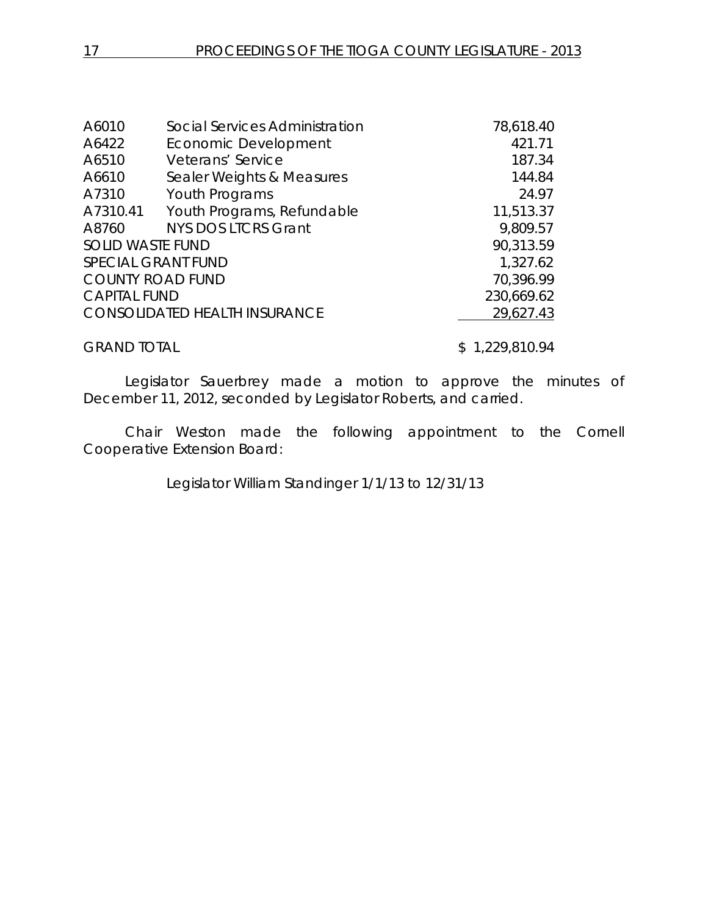| | | |
|---|---|---|
| A6010 | Social Services Administration | 78,618.40 |
| A6422 | Economic Development | 421.71 |
| A6510 | Veterans' Service | 187.34 |
| A6610 | Sealer Weights & Measures | 144.84 |
| A7310 | Youth Programs | 24.97 |
| A7310.41 | Youth Programs, Refundable | 11,513.37 |
| A8760 | NYS DOS LTCRS Grant | 9,809.57 |
| SOLID WASTE FUND | | 90,313.59 |
| SPECIAL GRANT FUND | | 1,327.62 |
| COUNTY ROAD FUND | | 70,396.99 |
| CAPITAL FUND | | 230,669.62 |
| CONSOLIDATED HEALTH INSURANCE | | 29,627.43 |
| GRAND TOTAL | | $ 1,229,810.94 |

Legislator Sauerbrey made a motion to approve the minutes of December 11, 2012, seconded by Legislator Roberts, and carried.

Chair Weston made the following appointment to the Cornell Cooperative Extension Board:

Legislator William Standinger 1/1/13 to 12/31/13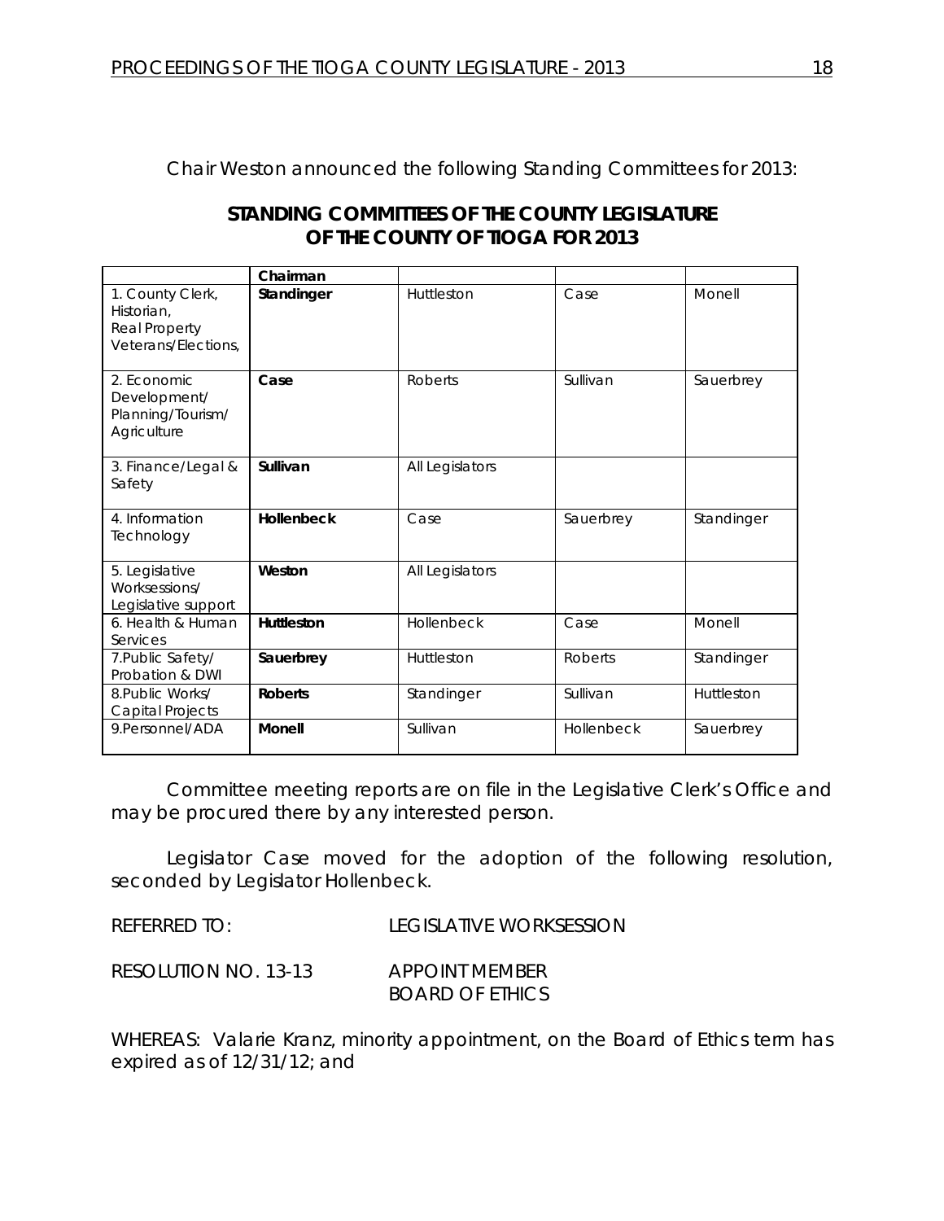Chair Weston announced the following Standing Committees for 2013:

**STANDING COMMITTEES OF THE COUNTY LEGISLATURE OF THE COUNTY OF TIOGA FOR 2013**

| | **Chairman** | | | |
|---|---|---|---|---|
| 1. County Clerk, Historian, Real Property Veterans/Elections, | **Standinger** | Huttleston | Case | Monell |
| 2. Economic Development/ Planning/Tourism/ Agriculture | **Case** | Roberts | Sullivan | Sauerbrey |
| 3. Finance/Legal & Safety | **Sullivan** | All Legislators | | |
| 4. Information Technology | **Hollenbeck** | Case | Sauerbrey | Standinger |
| 5. Legislative Worksessions/ Legislative support | **Weston** | All Legislators | | |
| 6. Health & Human Services | **Huttleston** | Hollenbeck | Case | Monell |
| 7.Public Safety/ Probation & DWI | **Sauerbrey** | Huttleston | Roberts | Standinger |
| 8.Public Works/ Capital Projects | **Roberts** | Standinger | Sullivan | Huttleston |
| 9.Personnel/ADA | **Monell** | Sullivan | Hollenbeck | Sauerbrey |

Committee meeting reports are on file in the Legislative Clerk's Office and may be procured there by any interested person.

Legislator Case moved for the adoption of the following resolution, seconded by Legislator Hollenbeck.

REFERRED TO: LEGISLATIVE WORKSESSION

RESOLUTION NO. 13-13 APPOINT MEMBER BOARD OF ETHICS

WHEREAS: Valarie Kranz, minority appointment, on the Board of Ethics term has expired as of 12/31/12; and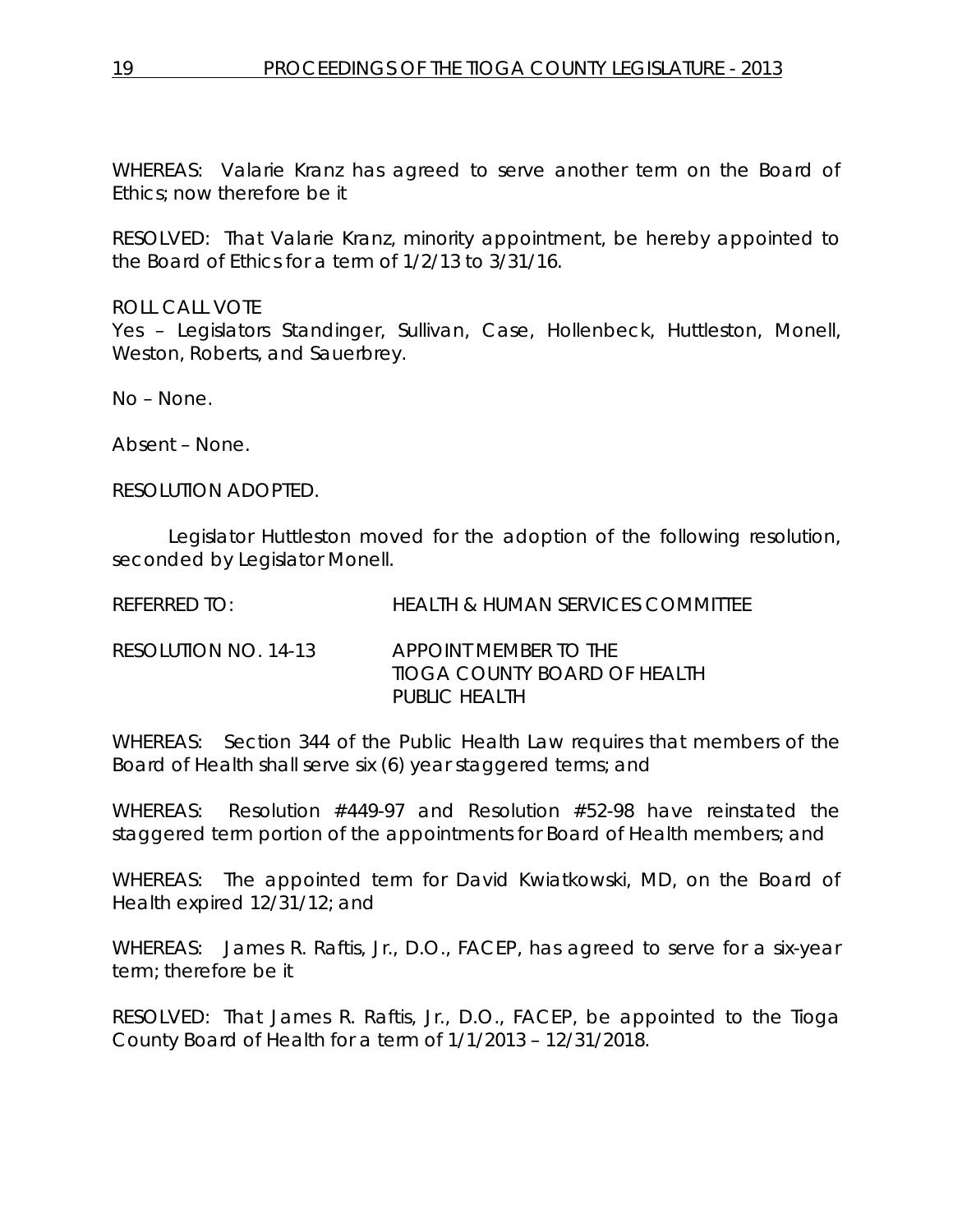WHEREAS: Valarie Kranz has agreed to serve another term on the Board of Ethics; now therefore be it

RESOLVED: That Valarie Kranz, minority appointment, be hereby appointed to the Board of Ethics for a term of 1/2/13 to 3/31/16.

ROLL CALL VOTE
Yes – Legislators Standinger, Sullivan, Case, Hollenbeck, Huttleston, Monell, Weston, Roberts, and Sauerbrey.

No – None.

Absent – None.

RESOLUTION ADOPTED.

Legislator Huttleston moved for the adoption of the following resolution, seconded by Legislator Monell.

REFERRED TO: HEALTH & HUMAN SERVICES COMMITTEE

RESOLUTION NO. 14-13 APPOINT MEMBER TO THE TIOGA COUNTY BOARD OF HEALTH PUBLIC HEALTH

WHEREAS: Section 344 of the Public Health Law requires that members of the Board of Health shall serve six (6) year staggered terms; and

WHEREAS: Resolution #449-97 and Resolution #52-98 have reinstated the staggered term portion of the appointments for Board of Health members; and

WHEREAS: The appointed term for David Kwiatkowski, MD, on the Board of Health expired 12/31/12; and

WHEREAS: James R. Raftis, Jr., D.O., FACEP, has agreed to serve for a six-year term; therefore be it

RESOLVED: That James R. Raftis, Jr., D.O., FACEP, be appointed to the Tioga County Board of Health for a term of 1/1/2013 – 12/31/2018.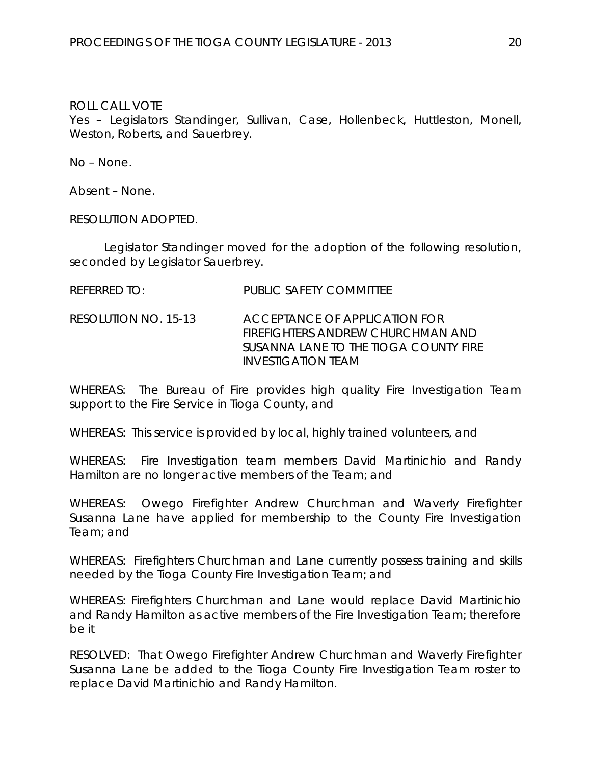ROLL CALL VOTE
Yes – Legislators Standinger, Sullivan, Case, Hollenbeck, Huttleston, Monell, Weston, Roberts, and Sauerbrey.

No – None.

Absent – None.

RESOLUTION ADOPTED.

Legislator Standinger moved for the adoption of the following resolution, seconded by Legislator Sauerbrey.

REFERRED TO: PUBLIC SAFETY COMMITTEE

RESOLUTION NO. 15-13 ACCEPTANCE OF APPLICATION FOR FIREFIGHTERS ANDREW CHURCHMAN AND SUSANNA LANE TO THE TIOGA COUNTY FIRE INVESTIGATION TEAM

WHEREAS: The Bureau of Fire provides high quality Fire Investigation Team support to the Fire Service in Tioga County, and

WHEREAS: This service is provided by local, highly trained volunteers, and

WHEREAS: Fire Investigation team members David Martinichio and Randy Hamilton are no longer active members of the Team; and

WHEREAS: Owego Firefighter Andrew Churchman and Waverly Firefighter Susanna Lane have applied for membership to the County Fire Investigation Team; and

WHEREAS: Firefighters Churchman and Lane currently possess training and skills needed by the Tioga County Fire Investigation Team; and

WHEREAS: Firefighters Churchman and Lane would replace David Martinichio and Randy Hamilton as active members of the Fire Investigation Team; therefore be it

RESOLVED: That Owego Firefighter Andrew Churchman and Waverly Firefighter Susanna Lane be added to the Tioga County Fire Investigation Team roster to replace David Martinichio and Randy Hamilton.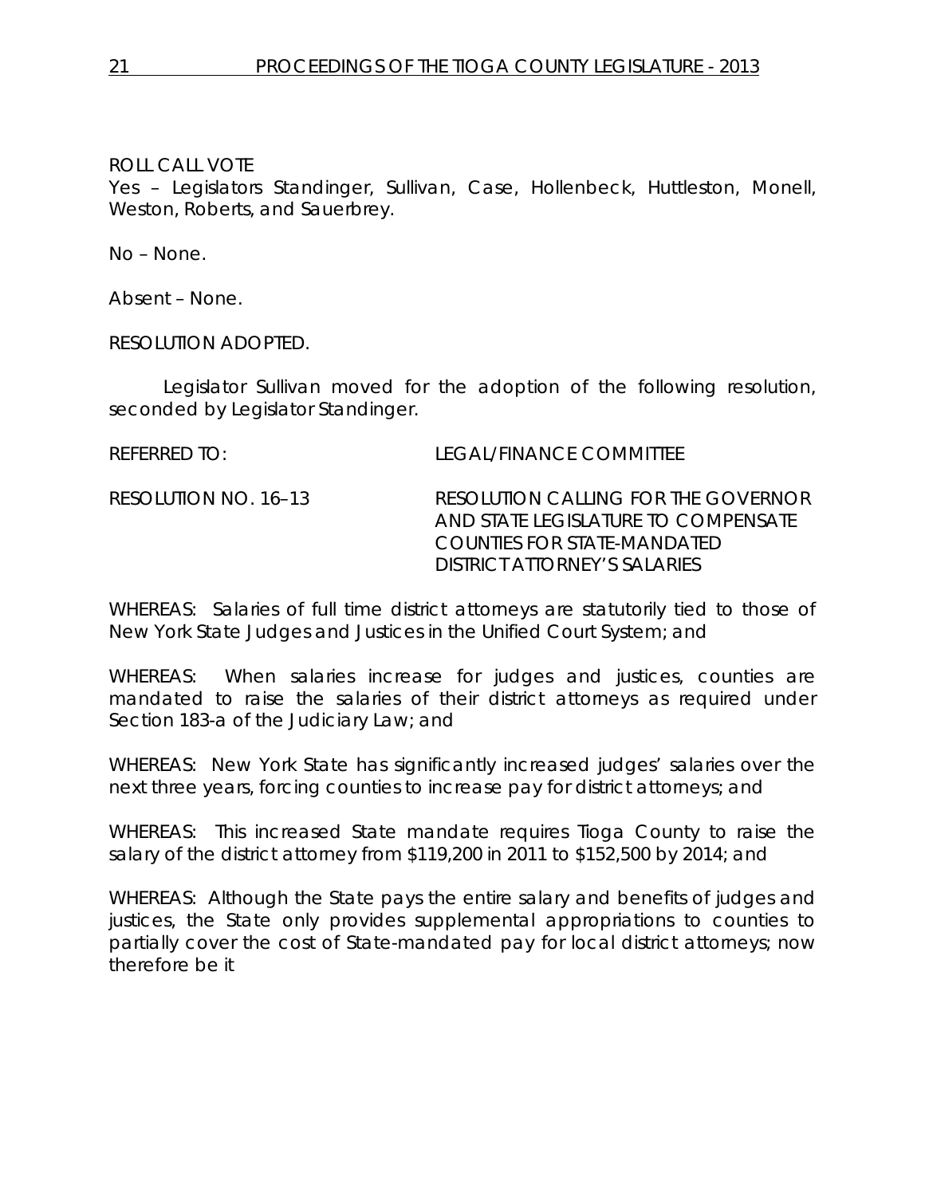ROLL CALL VOTE
Yes – Legislators Standinger, Sullivan, Case, Hollenbeck, Huttleston, Monell, Weston, Roberts, and Sauerbrey.

No – None.

Absent – None.

RESOLUTION ADOPTED.

Legislator Sullivan moved for the adoption of the following resolution, seconded by Legislator Standinger.

REFERRED TO: LEGAL/FINANCE COMMITTEE

RESOLUTION NO. 16–13 RESOLUTION CALLING FOR THE GOVERNOR AND STATE LEGISLATURE TO COMPENSATE COUNTIES FOR STATE-MANDATED DISTRICT ATTORNEY'S SALARIES

WHEREAS: Salaries of full time district attorneys are statutorily tied to those of New York State Judges and Justices in the Unified Court System; and

WHEREAS: When salaries increase for judges and justices, counties are mandated to raise the salaries of their district attorneys as required under Section 183-a of the Judiciary Law; and

WHEREAS: New York State has significantly increased judges' salaries over the next three years, forcing counties to increase pay for district attorneys; and

WHEREAS: This increased State mandate requires Tioga County to raise the salary of the district attorney from $119,200 in 2011 to $152,500 by 2014; and

WHEREAS: Although the State pays the entire salary and benefits of judges and justices, the State only provides supplemental appropriations to counties to partially cover the cost of State-mandated pay for local district attorneys; now therefore be it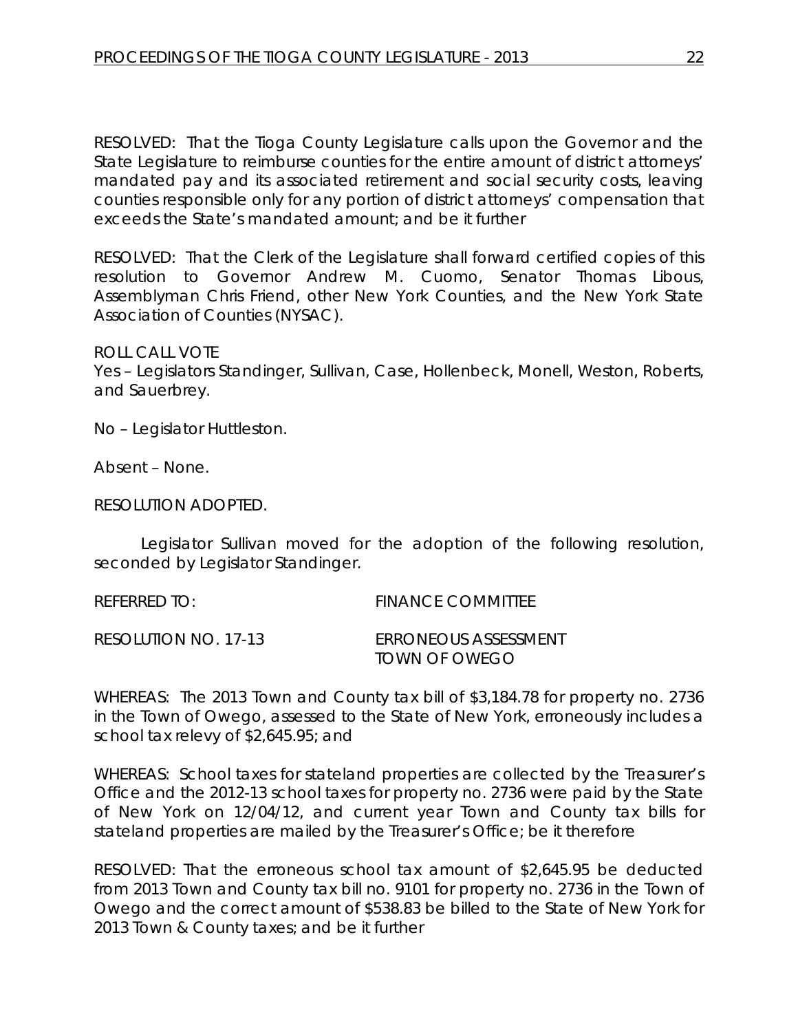RESOLVED: That the Tioga County Legislature calls upon the Governor and the State Legislature to reimburse counties for the entire amount of district attorneys' mandated pay and its associated retirement and social security costs, leaving counties responsible only for any portion of district attorneys' compensation that exceeds the State's mandated amount; and be it further

RESOLVED: That the Clerk of the Legislature shall forward certified copies of this resolution to Governor Andrew M. Cuomo, Senator Thomas Libous, Assemblyman Chris Friend, other New York Counties, and the New York State Association of Counties (NYSAC).

ROLL CALL VOTE
Yes – Legislators Standinger, Sullivan, Case, Hollenbeck, Monell, Weston, Roberts, and Sauerbrey.

No – Legislator Huttleston.

Absent – None.

RESOLUTION ADOPTED.

Legislator Sullivan moved for the adoption of the following resolution, seconded by Legislator Standinger.

REFERRED TO: FINANCE COMMITTEE

RESOLUTION NO. 17-13 ERRONEOUS ASSESSMENT
TOWN OF OWEGO

WHEREAS: The 2013 Town and County tax bill of $3,184.78 for property no. 2736 in the Town of Owego, assessed to the State of New York, erroneously includes a school tax relevy of $2,645.95; and

WHEREAS: School taxes for stateland properties are collected by the Treasurer's Office and the 2012-13 school taxes for property no. 2736 were paid by the State of New York on 12/04/12, and current year Town and County tax bills for stateland properties are mailed by the Treasurer's Office; be it therefore

RESOLVED: That the erroneous school tax amount of $2,645.95 be deducted from 2013 Town and County tax bill no. 9101 for property no. 2736 in the Town of Owego and the correct amount of $538.83 be billed to the State of New York for 2013 Town & County taxes; and be it further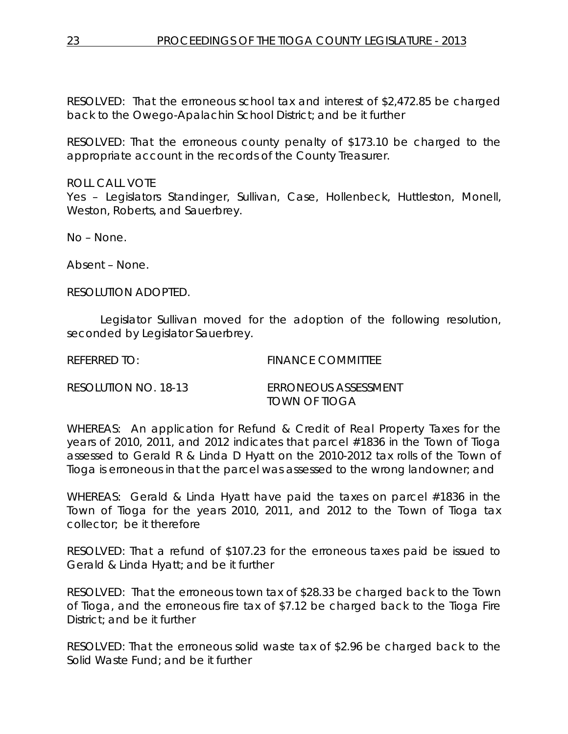RESOLVED: That the erroneous school tax and interest of $2,472.85 be charged back to the Owego-Apalachin School District; and be it further

RESOLVED: That the erroneous county penalty of $173.10 be charged to the appropriate account in the records of the County Treasurer.

ROLL CALL VOTE
Yes – Legislators Standinger, Sullivan, Case, Hollenbeck, Huttleston, Monell, Weston, Roberts, and Sauerbrey.

No – None.

Absent – None.

RESOLUTION ADOPTED.

Legislator Sullivan moved for the adoption of the following resolution, seconded by Legislator Sauerbrey.

REFERRED TO: FINANCE COMMITTEE

RESOLUTION NO. 18-13 ERRONEOUS ASSESSMENT
TOWN OF TIOGA

WHEREAS: An application for Refund & Credit of Real Property Taxes for the years of 2010, 2011, and 2012 indicates that parcel #1836 in the Town of Tioga assessed to Gerald R & Linda D Hyatt on the 2010-2012 tax rolls of the Town of Tioga is erroneous in that the parcel was assessed to the wrong landowner; and

WHEREAS: Gerald & Linda Hyatt have paid the taxes on parcel #1836 in the Town of Tioga for the years 2010, 2011, and 2012 to the Town of Tioga tax collector; be it therefore

RESOLVED: That a refund of $107.23 for the erroneous taxes paid be issued to Gerald & Linda Hyatt; and be it further

RESOLVED: That the erroneous town tax of $28.33 be charged back to the Town of Tioga, and the erroneous fire tax of $7.12 be charged back to the Tioga Fire District; and be it further

RESOLVED: That the erroneous solid waste tax of $2.96 be charged back to the Solid Waste Fund; and be it further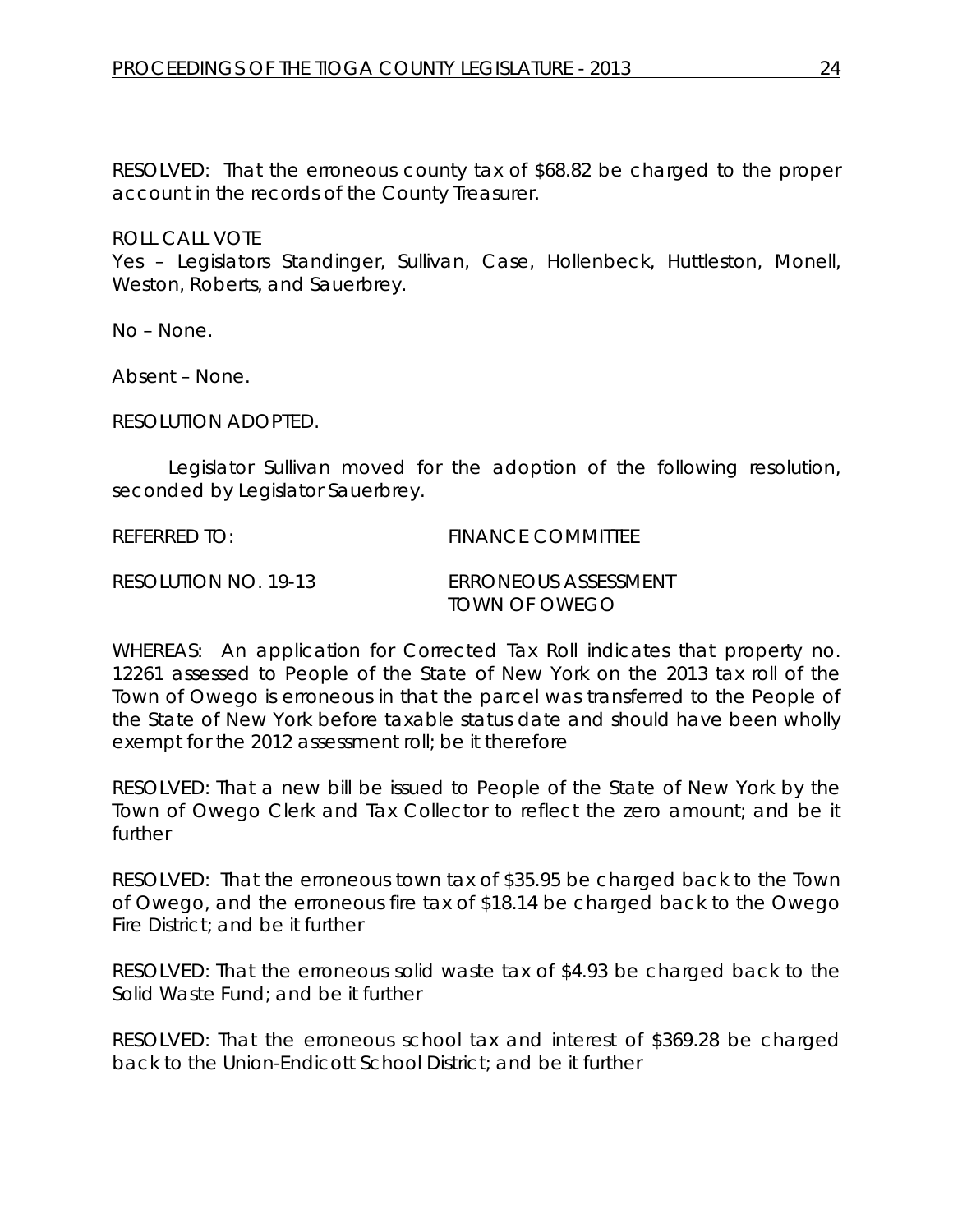RESOLVED: That the erroneous county tax of $68.82 be charged to the proper account in the records of the County Treasurer.

ROLL CALL VOTE
Yes – Legislators Standinger, Sullivan, Case, Hollenbeck, Huttleston, Monell, Weston, Roberts, and Sauerbrey.

No – None.

Absent – None.

RESOLUTION ADOPTED.

Legislator Sullivan moved for the adoption of the following resolution, seconded by Legislator Sauerbrey.

REFERRED TO: FINANCE COMMITTEE

RESOLUTION NO. 19-13 ERRONEOUS ASSESSMENT
TOWN OF OWEGO

WHEREAS: An application for Corrected Tax Roll indicates that property no. 12261 assessed to People of the State of New York on the 2013 tax roll of the Town of Owego is erroneous in that the parcel was transferred to the People of the State of New York before taxable status date and should have been wholly exempt for the 2012 assessment roll; be it therefore

RESOLVED: That a new bill be issued to People of the State of New York by the Town of Owego Clerk and Tax Collector to reflect the zero amount; and be it further

RESOLVED: That the erroneous town tax of $35.95 be charged back to the Town of Owego, and the erroneous fire tax of $18.14 be charged back to the Owego Fire District; and be it further

RESOLVED: That the erroneous solid waste tax of $4.93 be charged back to the Solid Waste Fund; and be it further

RESOLVED: That the erroneous school tax and interest of $369.28 be charged back to the Union-Endicott School District; and be it further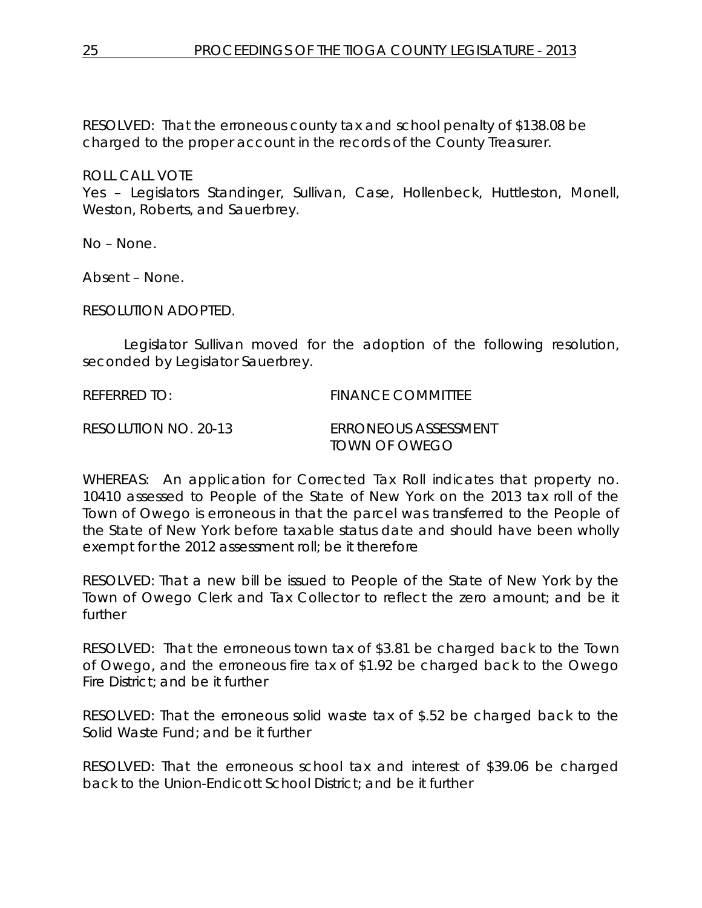RESOLVED: That the erroneous county tax and school penalty of $138.08 be charged to the proper account in the records of the County Treasurer.

ROLL CALL VOTE
Yes – Legislators Standinger, Sullivan, Case, Hollenbeck, Huttleston, Monell, Weston, Roberts, and Sauerbrey.

No – None.

Absent – None.

RESOLUTION ADOPTED.

Legislator Sullivan moved for the adoption of the following resolution, seconded by Legislator Sauerbrey.

REFERRED TO: FINANCE COMMITTEE

RESOLUTION NO. 20-13 ERRONEOUS ASSESSMENT TOWN OF OWEGO

WHEREAS: An application for Corrected Tax Roll indicates that property no. 10410 assessed to People of the State of New York on the 2013 tax roll of the Town of Owego is erroneous in that the parcel was transferred to the People of the State of New York before taxable status date and should have been wholly exempt for the 2012 assessment roll; be it therefore

RESOLVED: That a new bill be issued to People of the State of New York by the Town of Owego Clerk and Tax Collector to reflect the zero amount; and be it further

RESOLVED: That the erroneous town tax of $3.81 be charged back to the Town of Owego, and the erroneous fire tax of $1.92 be charged back to the Owego Fire District; and be it further

RESOLVED: That the erroneous solid waste tax of $.52 be charged back to the Solid Waste Fund; and be it further

RESOLVED: That the erroneous school tax and interest of $39.06 be charged back to the Union-Endicott School District; and be it further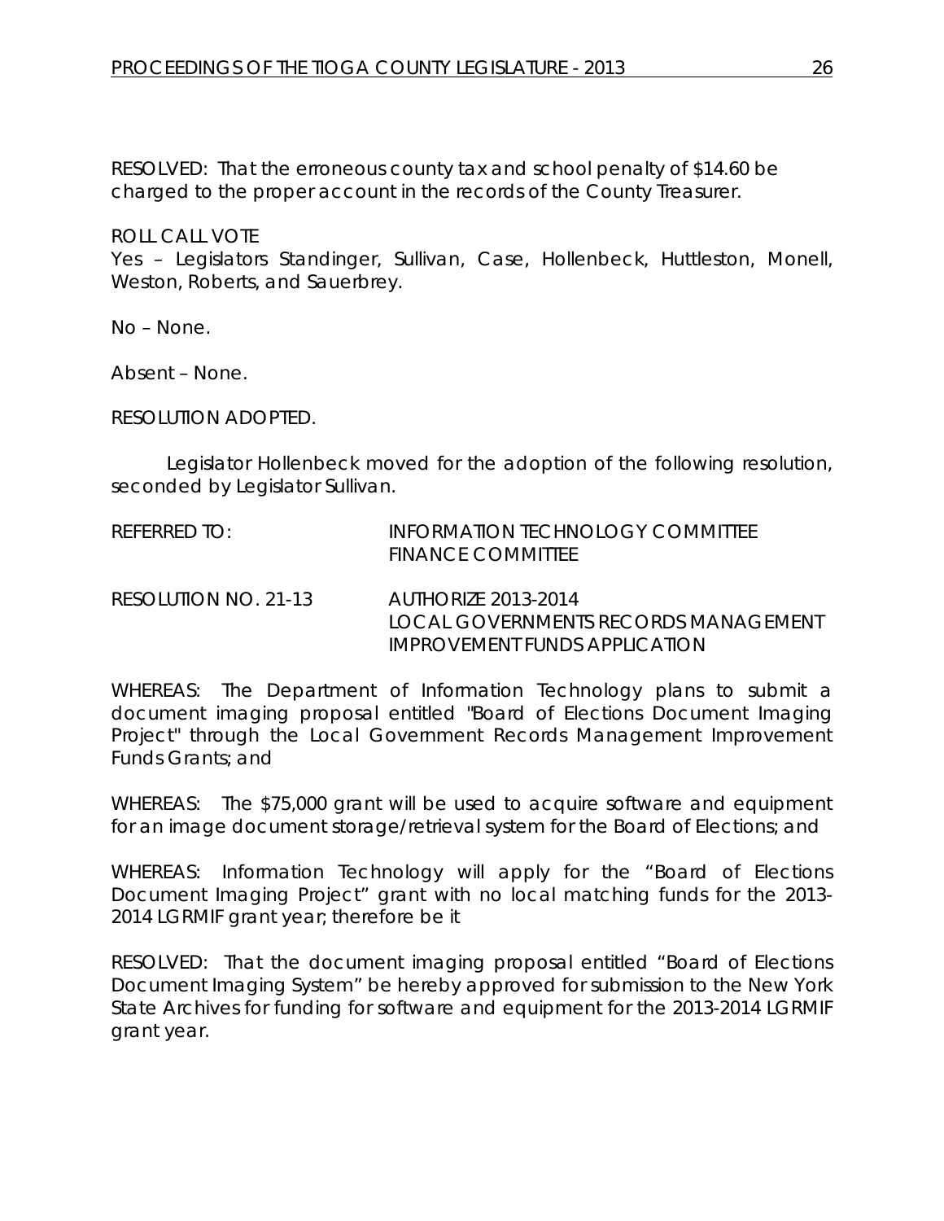RESOLVED: That the erroneous county tax and school penalty of $14.60 be charged to the proper account in the records of the County Treasurer.

ROLL CALL VOTE
Yes – Legislators Standinger, Sullivan, Case, Hollenbeck, Huttleston, Monell, Weston, Roberts, and Sauerbrey.

No – None.

Absent – None.

RESOLUTION ADOPTED.

Legislator Hollenbeck moved for the adoption of the following resolution, seconded by Legislator Sullivan.

REFERRED TO: INFORMATION TECHNOLOGY COMMITTEE
FINANCE COMMITTEE

RESOLUTION NO. 21-13 AUTHORIZE 2013-2014
LOCAL GOVERNMENTS RECORDS MANAGEMENT IMPROVEMENT FUNDS APPLICATION

WHEREAS: The Department of Information Technology plans to submit a document imaging proposal entitled "Board of Elections Document Imaging Project" through the Local Government Records Management Improvement Funds Grants; and

WHEREAS: The $75,000 grant will be used to acquire software and equipment for an image document storage/retrieval system for the Board of Elections; and

WHEREAS: Information Technology will apply for the "Board of Elections Document Imaging Project" grant with no local matching funds for the 2013-2014 LGRMIF grant year; therefore be it

RESOLVED: That the document imaging proposal entitled "Board of Elections Document Imaging System" be hereby approved for submission to the New York State Archives for funding for software and equipment for the 2013-2014 LGRMIF grant year.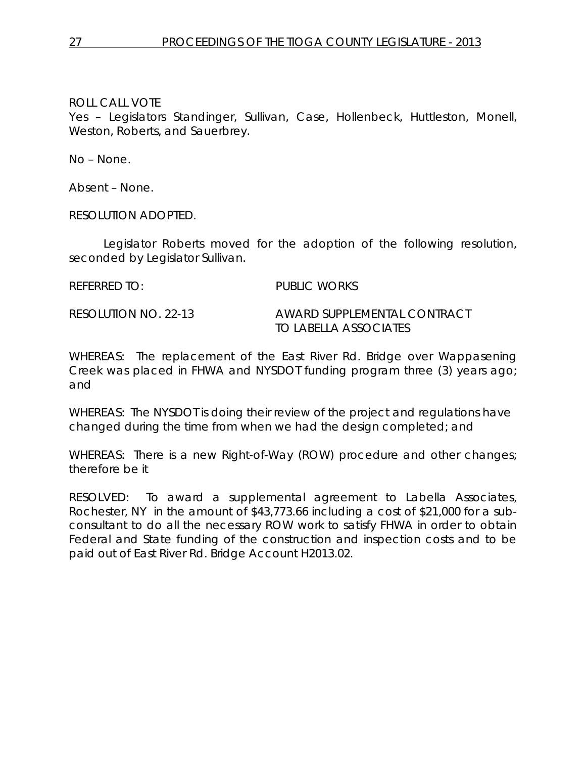ROLL CALL VOTE
Yes – Legislators Standinger, Sullivan, Case, Hollenbeck, Huttleston, Monell, Weston, Roberts, and Sauerbrey.

No – None.

Absent – None.

RESOLUTION ADOPTED.

Legislator Roberts moved for the adoption of the following resolution, seconded by Legislator Sullivan.

REFERRED TO: PUBLIC WORKS

RESOLUTION NO. 22-13 AWARD SUPPLEMENTAL CONTRACT TO LABELLA ASSOCIATES

WHEREAS: The replacement of the East River Rd. Bridge over Wappasening Creek was placed in FHWA and NYSDOT funding program three (3) years ago; and

WHEREAS: The NYSDOT is doing their review of the project and regulations have changed during the time from when we had the design completed; and

WHEREAS: There is a new Right-of-Way (ROW) procedure and other changes; therefore be it

RESOLVED: To award a supplemental agreement to Labella Associates, Rochester, NY in the amount of $43,773.66 including a cost of $21,000 for a sub-consultant to do all the necessary ROW work to satisfy FHWA in order to obtain Federal and State funding of the construction and inspection costs and to be paid out of East River Rd. Bridge Account H2013.02.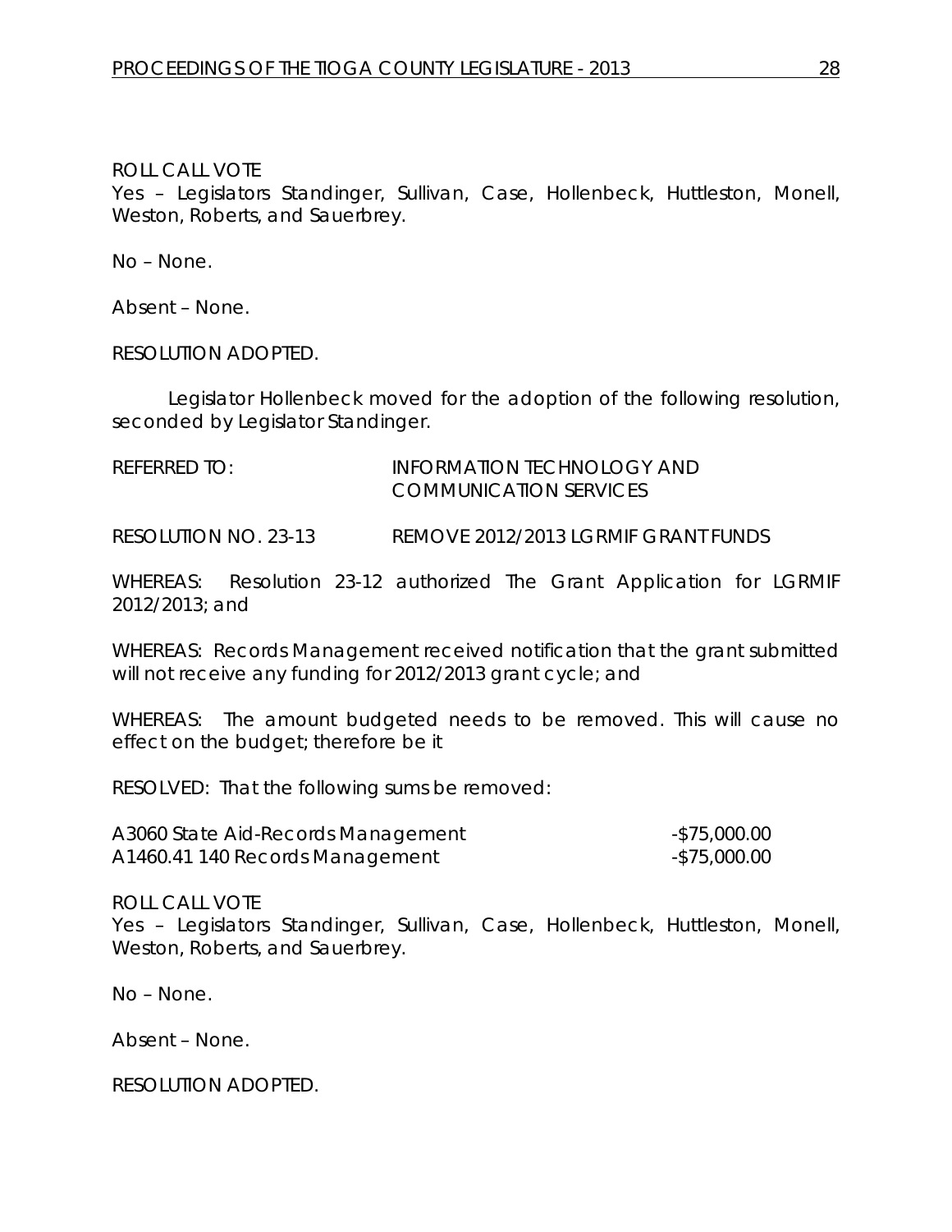ROLL CALL VOTE
Yes – Legislators Standinger, Sullivan, Case, Hollenbeck, Huttleston, Monell, Weston, Roberts, and Sauerbrey.

No – None.

Absent – None.

RESOLUTION ADOPTED.

Legislator Hollenbeck moved for the adoption of the following resolution, seconded by Legislator Standinger.

REFERRED TO: INFORMATION TECHNOLOGY AND COMMUNICATION SERVICES

RESOLUTION NO. 23-13 REMOVE 2012/2013 LGRMIF GRANT FUNDS

WHEREAS: Resolution 23-12 authorized The Grant Application for LGRMIF 2012/2013; and

WHEREAS: Records Management received notification that the grant submitted will not receive any funding for 2012/2013 grant cycle; and

WHEREAS: The amount budgeted needs to be removed. This will cause no effect on the budget; therefore be it

RESOLVED: That the following sums be removed:

| | |
|---|---|
| A3060 State Aid-Records Management | -$75,000.00 |
| A1460.41 140 Records Management | -$75,000.00 |

ROLL CALL VOTE
Yes – Legislators Standinger, Sullivan, Case, Hollenbeck, Huttleston, Monell, Weston, Roberts, and Sauerbrey.

No – None.

Absent – None.

RESOLUTION ADOPTED.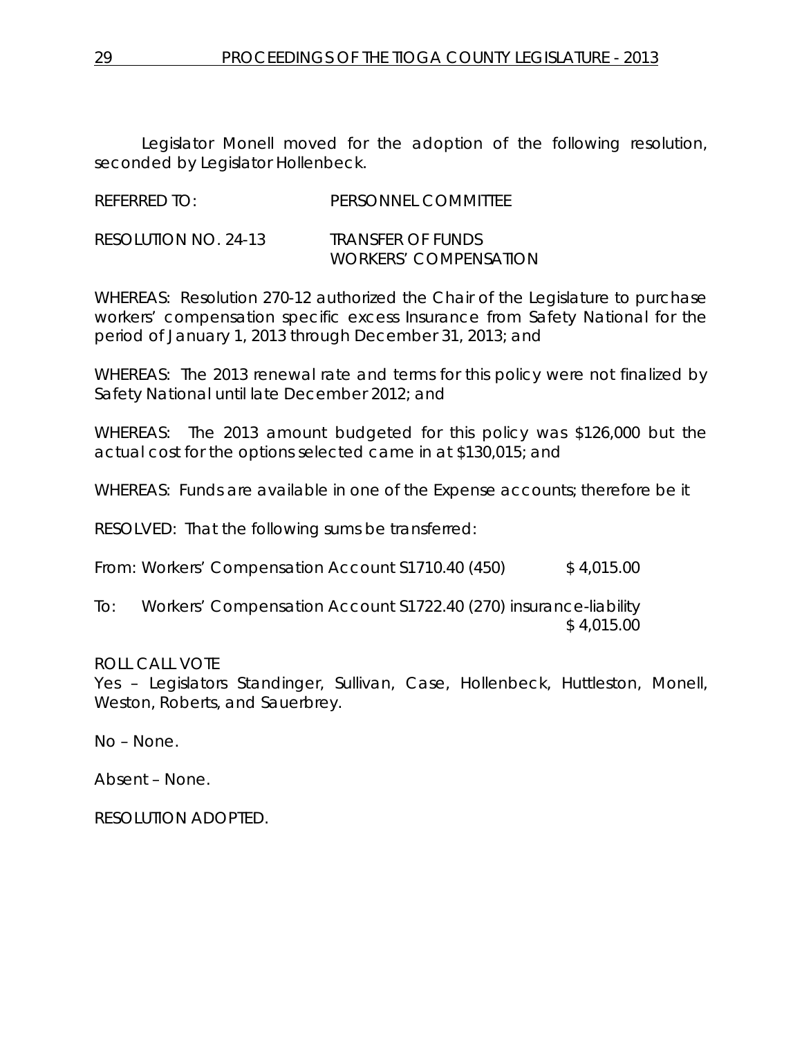Legislator Monell moved for the adoption of the following resolution, seconded by Legislator Hollenbeck.

REFERRED TO: PERSONNEL COMMITTEE

RESOLUTION NO. 24-13 TRANSFER OF FUNDS
WORKERS' COMPENSATION

WHEREAS: Resolution 270-12 authorized the Chair of the Legislature to purchase workers' compensation specific excess Insurance from Safety National for the period of January 1, 2013 through December 31, 2013; and

WHEREAS: The 2013 renewal rate and terms for this policy were not finalized by Safety National until late December 2012; and

WHEREAS: The 2013 amount budgeted for this policy was $126,000 but the actual cost for the options selected came in at $130,015; and

WHEREAS: Funds are available in one of the Expense accounts; therefore be it

RESOLVED: That the following sums be transferred:

From: Workers' Compensation Account S1710.40 (450) $ 4,015.00

To: Workers' Compensation Account S1722.40 (270) insurance-liability $ 4,015.00

ROLL CALL VOTE
Yes – Legislators Standinger, Sullivan, Case, Hollenbeck, Huttleston, Monell, Weston, Roberts, and Sauerbrey.

No – None.

Absent – None.

RESOLUTION ADOPTED.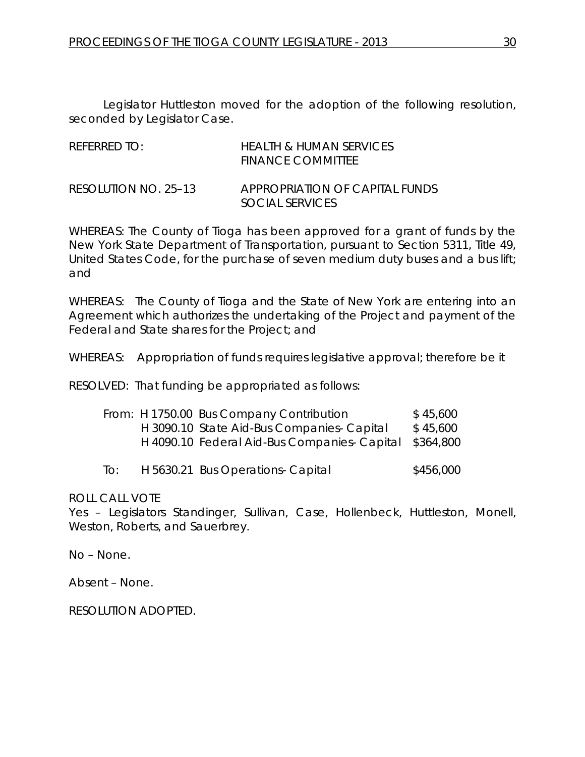Legislator Huttleston moved for the adoption of the following resolution, seconded by Legislator Case.

REFERRED TO: HEALTH & HUMAN SERVICES
FINANCE COMMITTEE

RESOLUTION NO. 25–13 APPROPRIATION OF CAPITAL FUNDS
SOCIAL SERVICES

WHEREAS: The County of Tioga has been approved for a grant of funds by the New York State Department of Transportation, pursuant to Section 5311, Title 49, United States Code, for the purchase of seven medium duty buses and a bus lift; and

WHEREAS: The County of Tioga and the State of New York are entering into an Agreement which authorizes the undertaking of the Project and payment of the Federal and State shares for the Project; and

WHEREAS: Appropriation of funds requires legislative approval; therefore be it

RESOLVED: That funding be appropriated as follows:

| | | |
|---|---|---|
| From: | H 1750.00 Bus Company Contribution | $ 45,600 |
| | H 3090.10 State Aid-Bus Companies- Capital | $ 45,600 |
| | H 4090.10 Federal Aid-Bus Companies- Capital | $364,800 |
| To: | H 5630.21 Bus Operations- Capital | $456,000 |

ROLL CALL VOTE
Yes – Legislators Standinger, Sullivan, Case, Hollenbeck, Huttleston, Monell, Weston, Roberts, and Sauerbrey.

No – None.

Absent – None.

RESOLUTION ADOPTED.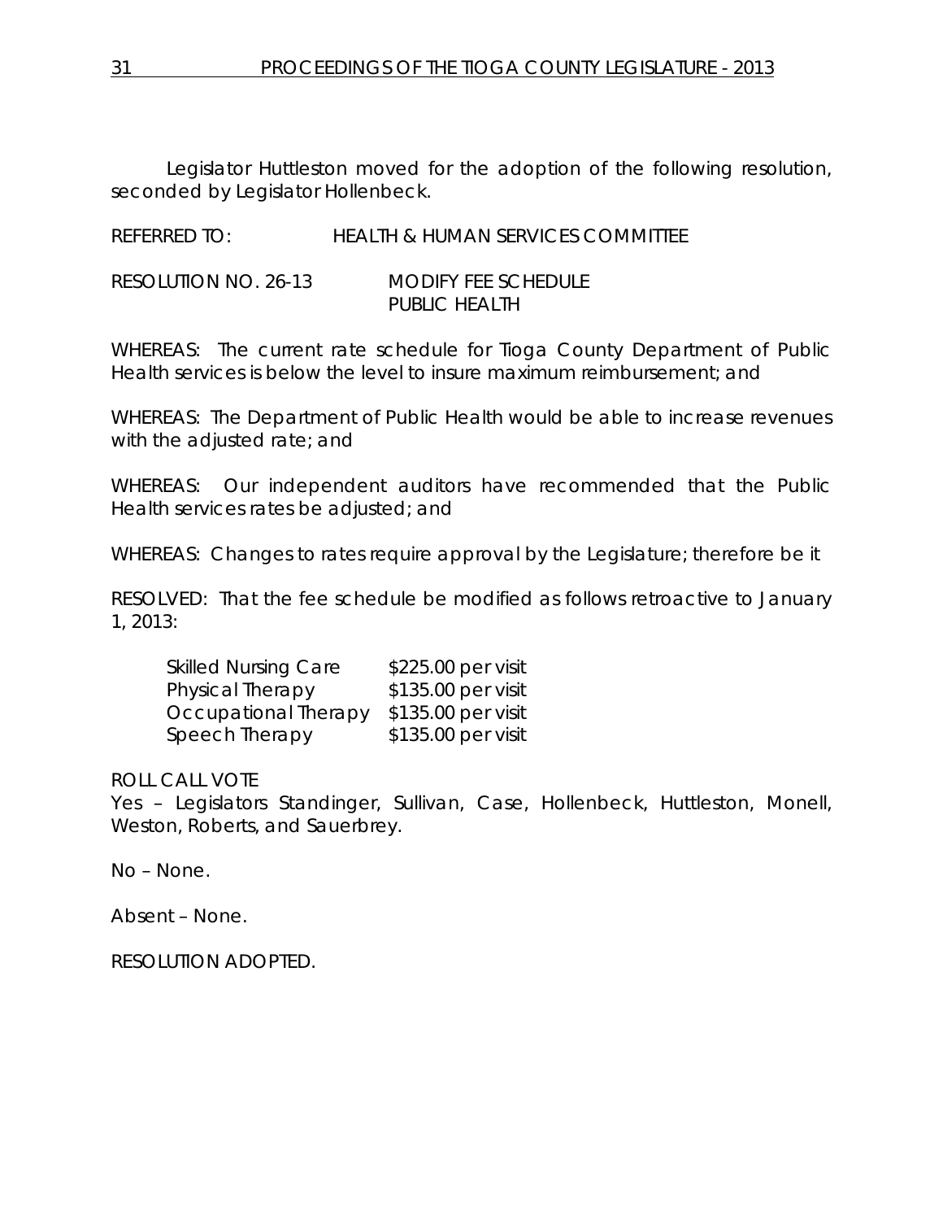Legislator Huttleston moved for the adoption of the following resolution, seconded by Legislator Hollenbeck.

REFERRED TO: HEALTH & HUMAN SERVICES COMMITTEE

RESOLUTION NO. 26-13 MODIFY FEE SCHEDULE PUBLIC HEALTH

WHEREAS: The current rate schedule for Tioga County Department of Public Health services is below the level to insure maximum reimbursement; and

WHEREAS: The Department of Public Health would be able to increase revenues with the adjusted rate; and

WHEREAS: Our independent auditors have recommended that the Public Health services rates be adjusted; and

WHEREAS: Changes to rates require approval by the Legislature; therefore be it

RESOLVED: That the fee schedule be modified as follows retroactive to January 1, 2013:

| | |
|---|---|
| Skilled Nursing Care | $225.00 per visit |
| Physical Therapy | $135.00 per visit |
| Occupational Therapy | $135.00 per visit |
| Speech Therapy | $135.00 per visit |

ROLL CALL VOTE
Yes – Legislators Standinger, Sullivan, Case, Hollenbeck, Huttleston, Monell, Weston, Roberts, and Sauerbrey.

No – None.

Absent – None.

RESOLUTION ADOPTED.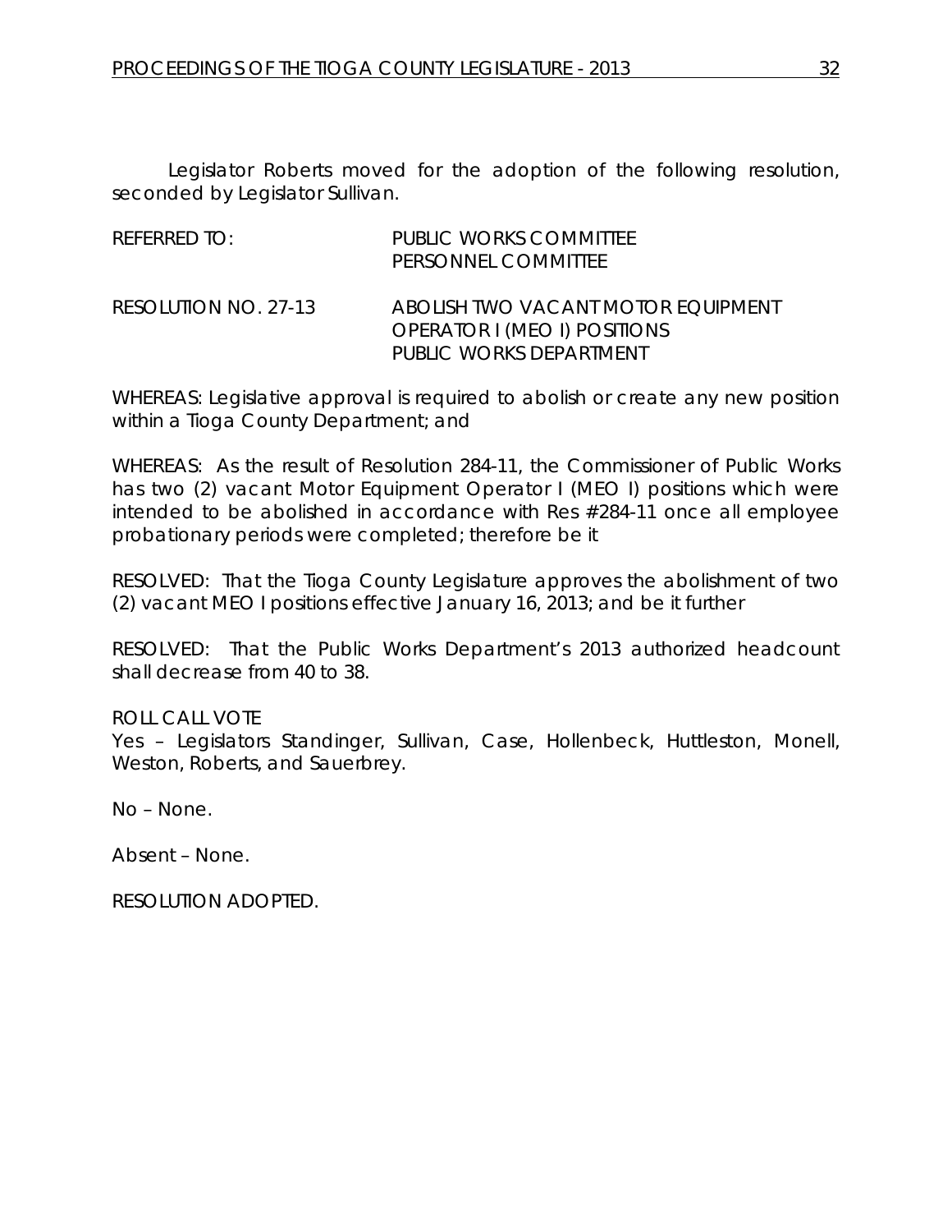Legislator Roberts moved for the adoption of the following resolution, seconded by Legislator Sullivan.

| | |
|---|---|
| REFERRED TO: | PUBLIC WORKS COMMITTEE<br>PERSONNEL COMMITTEE |
| RESOLUTION NO. 27-13 | ABOLISH TWO VACANT MOTOR EQUIPMENT OPERATOR I (MEO I) POSITIONS<br>PUBLIC WORKS DEPARTMENT |

WHEREAS: Legislative approval is required to abolish or create any new position within a Tioga County Department; and

WHEREAS: As the result of Resolution 284-11, the Commissioner of Public Works has two (2) vacant Motor Equipment Operator I (MEO I) positions which were intended to be abolished in accordance with Res #284-11 once all employee probationary periods were completed; therefore be it

RESOLVED: That the Tioga County Legislature approves the abolishment of two (2) vacant MEO I positions effective January 16, 2013; and be it further

RESOLVED: That the Public Works Department's 2013 authorized headcount shall decrease from 40 to 38.

ROLL CALL VOTE
Yes – Legislators Standinger, Sullivan, Case, Hollenbeck, Huttleston, Monell, Weston, Roberts, and Sauerbrey.

No – None.

Absent – None.

RESOLUTION ADOPTED.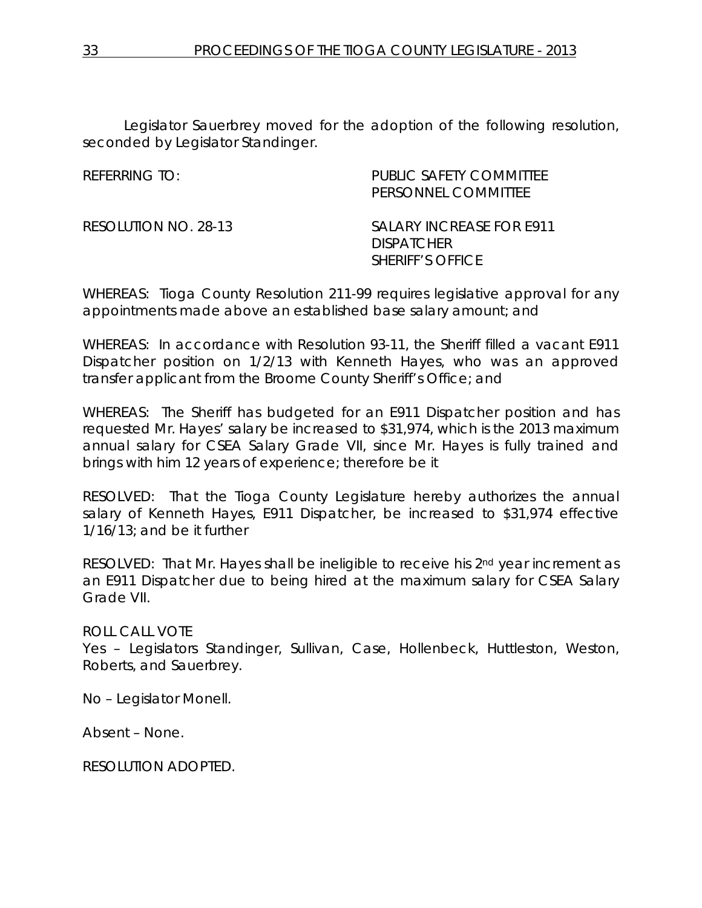Legislator Sauerbrey moved for the adoption of the following resolution, seconded by Legislator Standinger.

REFERRING TO: PUBLIC SAFETY COMMITTEE
PERSONNEL COMMITTEE

RESOLUTION NO. 28-13 SALARY INCREASE FOR E911 DISPATCHER SHERIFF'S OFFICE

WHEREAS: Tioga County Resolution 211-99 requires legislative approval for any appointments made above an established base salary amount; and

WHEREAS: In accordance with Resolution 93-11, the Sheriff filled a vacant E911 Dispatcher position on 1/2/13 with Kenneth Hayes, who was an approved transfer applicant from the Broome County Sheriff's Office; and

WHEREAS: The Sheriff has budgeted for an E911 Dispatcher position and has requested Mr. Hayes' salary be increased to $31,974, which is the 2013 maximum annual salary for CSEA Salary Grade VII, since Mr. Hayes is fully trained and brings with him 12 years of experience; therefore be it

RESOLVED: That the Tioga County Legislature hereby authorizes the annual salary of Kenneth Hayes, E911 Dispatcher, be increased to $31,974 effective 1/16/13; and be it further

RESOLVED: That Mr. Hayes shall be ineligible to receive his 2nd year increment as an E911 Dispatcher due to being hired at the maximum salary for CSEA Salary Grade VII.

ROLL CALL VOTE
Yes – Legislators Standinger, Sullivan, Case, Hollenbeck, Huttleston, Weston, Roberts, and Sauerbrey.

No – Legislator Monell.

Absent – None.

RESOLUTION ADOPTED.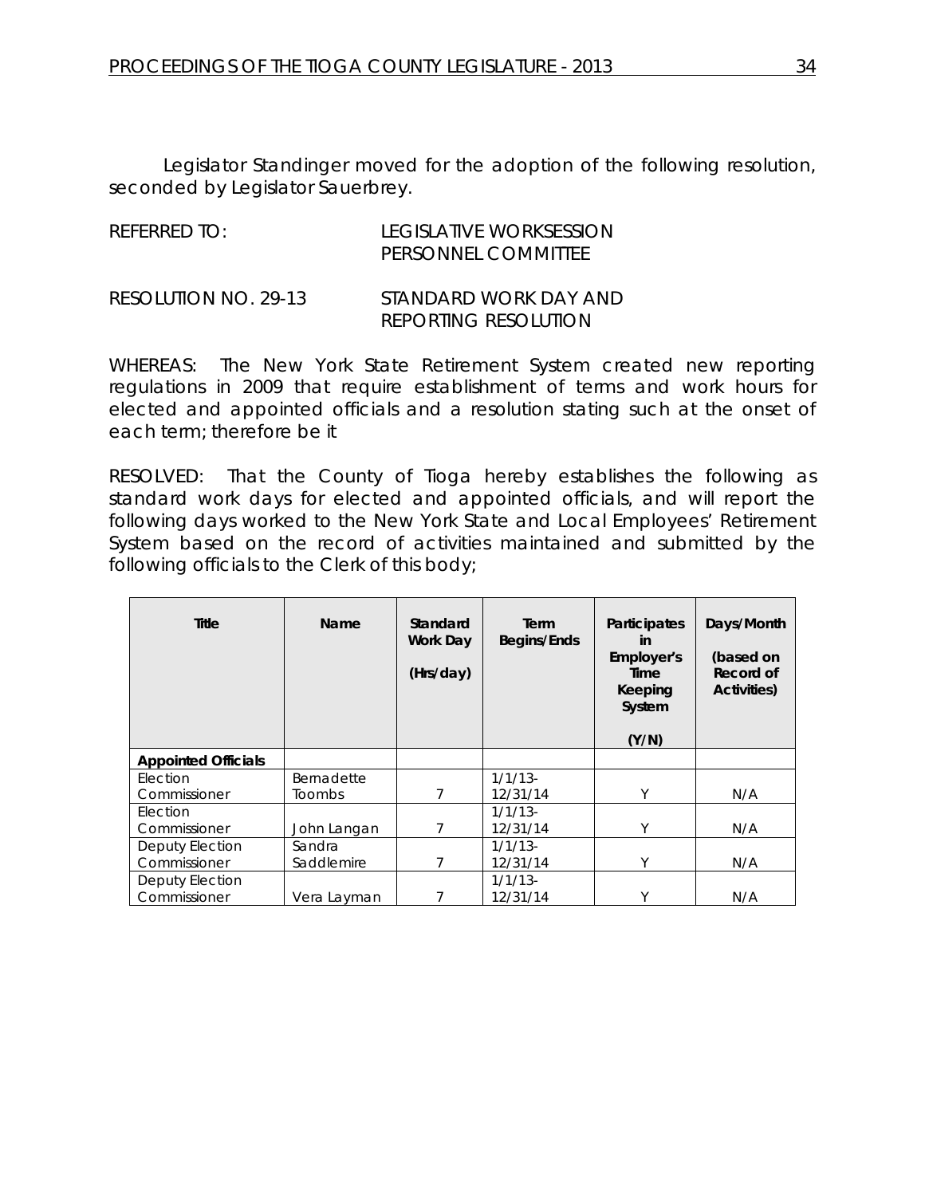Legislator Standinger moved for the adoption of the following resolution, seconded by Legislator Sauerbrey.

REFERRED TO: LEGISLATIVE WORKSESSION
PERSONNEL COMMITTEE

RESOLUTION NO. 29-13 STANDARD WORK DAY AND REPORTING RESOLUTION

WHEREAS: The New York State Retirement System created new reporting regulations in 2009 that require establishment of terms and work hours for elected and appointed officials and a resolution stating such at the onset of each term; therefore be it

RESOLVED: That the County of Tioga hereby establishes the following as standard work days for elected and appointed officials, and will report the following days worked to the New York State and Local Employees' Retirement System based on the record of activities maintained and submitted by the following officials to the Clerk of this body;

| Title | Name | Standard Work Day (Hrs/day) | Term Begins/Ends | Participates in Employer's Time Keeping System (Y/N) | Days/Month (based on Record of Activities) |
|---|---|---|---|---|---|
| **Appointed Officials** | | | | | |
| Election Commissioner | Bernadette Toombs | 7 | 1/1/13-12/31/14 | Y | N/A |
| Election Commissioner | John Langan | 7 | 1/1/13-12/31/14 | Y | N/A |
| Deputy Election Commissioner | Sandra Saddlemire | 7 | 1/1/13-12/31/14 | Y | N/A |
| Deputy Election Commissioner | Vera Layman | 7 | 1/1/13-12/31/14 | Y | N/A |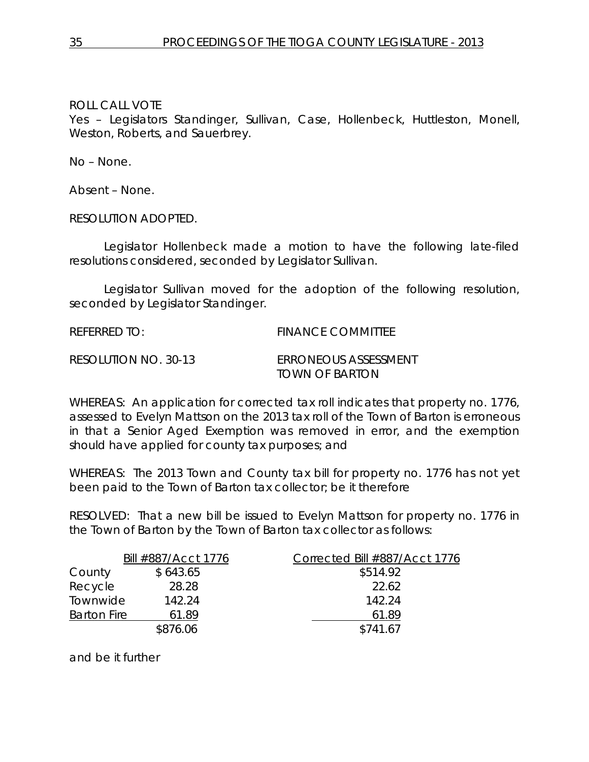ROLL CALL VOTE
Yes – Legislators Standinger, Sullivan, Case, Hollenbeck, Huttleston, Monell, Weston, Roberts, and Sauerbrey.

No – None.

Absent – None.

RESOLUTION ADOPTED.

Legislator Hollenbeck made a motion to have the following late-filed resolutions considered, seconded by Legislator Sullivan.

Legislator Sullivan moved for the adoption of the following resolution, seconded by Legislator Standinger.

REFERRED TO: FINANCE COMMITTEE

RESOLUTION NO. 30-13 ERRONEOUS ASSESSMENT TOWN OF BARTON

WHEREAS: An application for corrected tax roll indicates that property no. 1776, assessed to Evelyn Mattson on the 2013 tax roll of the Town of Barton is erroneous in that a Senior Aged Exemption was removed in error, and the exemption should have applied for county tax purposes; and

WHEREAS: The 2013 Town and County tax bill for property no. 1776 has not yet been paid to the Town of Barton tax collector; be it therefore

RESOLVED: That a new bill be issued to Evelyn Mattson for property no. 1776 in the Town of Barton by the Town of Barton tax collector as follows:

| | Bill #887/Acct 1776 | Corrected Bill #887/Acct 1776 |
|---|---|---|
| County | $ 643.65 | $514.92 |
| Recycle | 28.28 | 22.62 |
| Townwide | 142.24 | 142.24 |
| Barton Fire | 61.89 | 61.89 |
| | $876.06 | $741.67 |

and be it further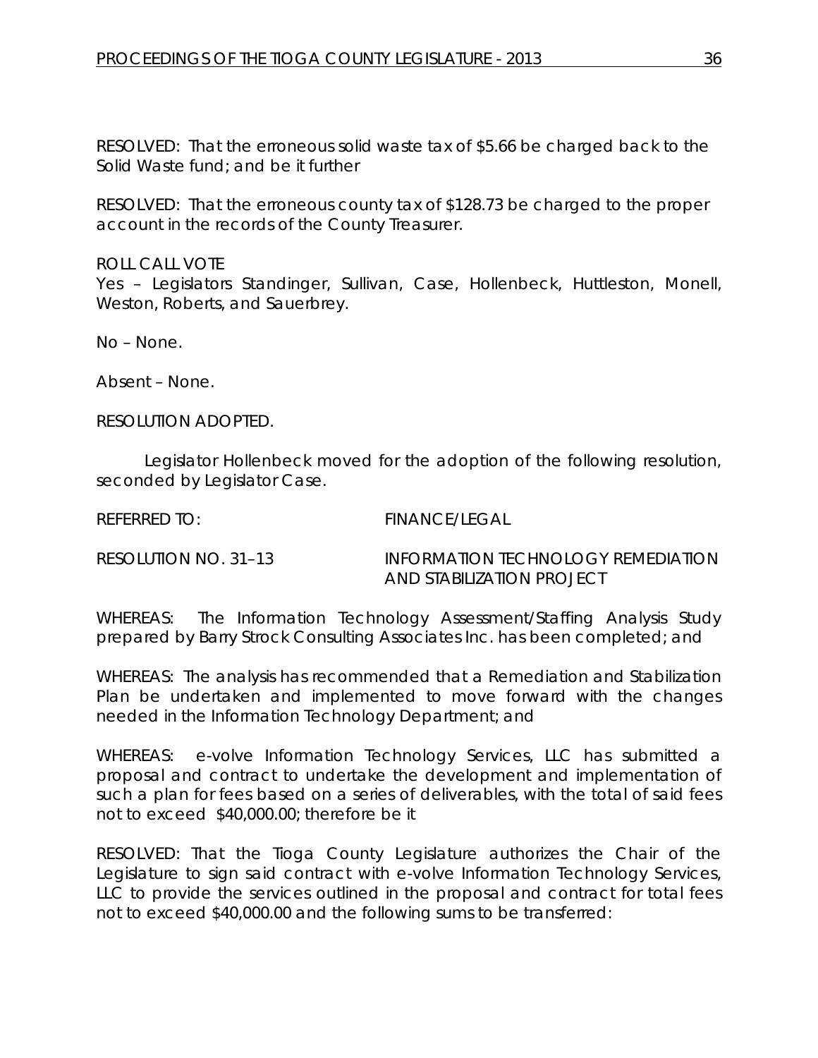RESOLVED: That the erroneous solid waste tax of $5.66 be charged back to the Solid Waste fund; and be it further

RESOLVED: That the erroneous county tax of $128.73 be charged to the proper account in the records of the County Treasurer.

ROLL CALL VOTE
Yes – Legislators Standinger, Sullivan, Case, Hollenbeck, Huttleston, Monell, Weston, Roberts, and Sauerbrey.

No – None.

Absent – None.

RESOLUTION ADOPTED.

Legislator Hollenbeck moved for the adoption of the following resolution, seconded by Legislator Case.

REFERRED TO: FINANCE/LEGAL

RESOLUTION NO. 31–13 INFORMATION TECHNOLOGY REMEDIATION AND STABILIZATION PROJECT

WHEREAS: The Information Technology Assessment/Staffing Analysis Study prepared by Barry Strock Consulting Associates Inc. has been completed; and

WHEREAS: The analysis has recommended that a Remediation and Stabilization Plan be undertaken and implemented to move forward with the changes needed in the Information Technology Department; and

WHEREAS: e-volve Information Technology Services, LLC has submitted a proposal and contract to undertake the development and implementation of such a plan for fees based on a series of deliverables, with the total of said fees not to exceed $40,000.00; therefore be it

RESOLVED: That the Tioga County Legislature authorizes the Chair of the Legislature to sign said contract with e-volve Information Technology Services, LLC to provide the services outlined in the proposal and contract for total fees not to exceed $40,000.00 and the following sums to be transferred: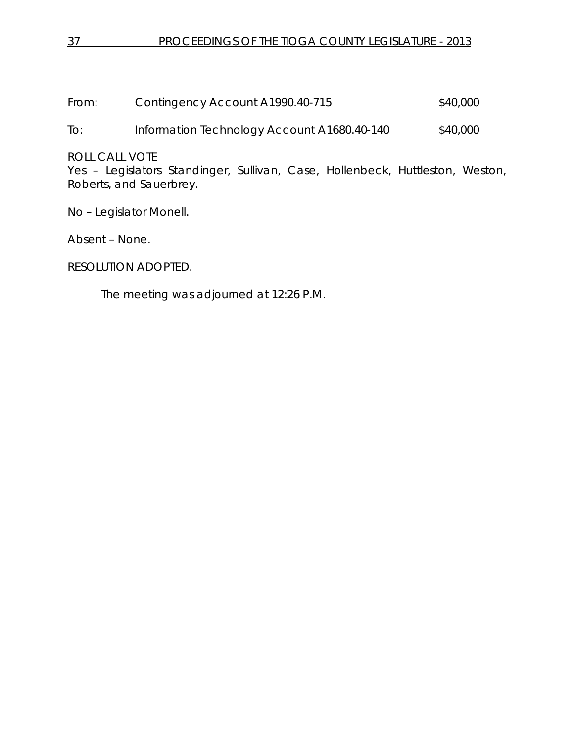| | | |
|---|---|---|
| From: | Contingency Account A1990.40-715 | $40,000 |
| To: | Information Technology Account A1680.40-140 | $40,000 |

ROLL CALL VOTE
Yes – Legislators Standinger, Sullivan, Case, Hollenbeck, Huttleston, Weston, Roberts, and Sauerbrey.

No – Legislator Monell.

Absent – None.

RESOLUTION ADOPTED.

The meeting was adjourned at 12:26 P.M.